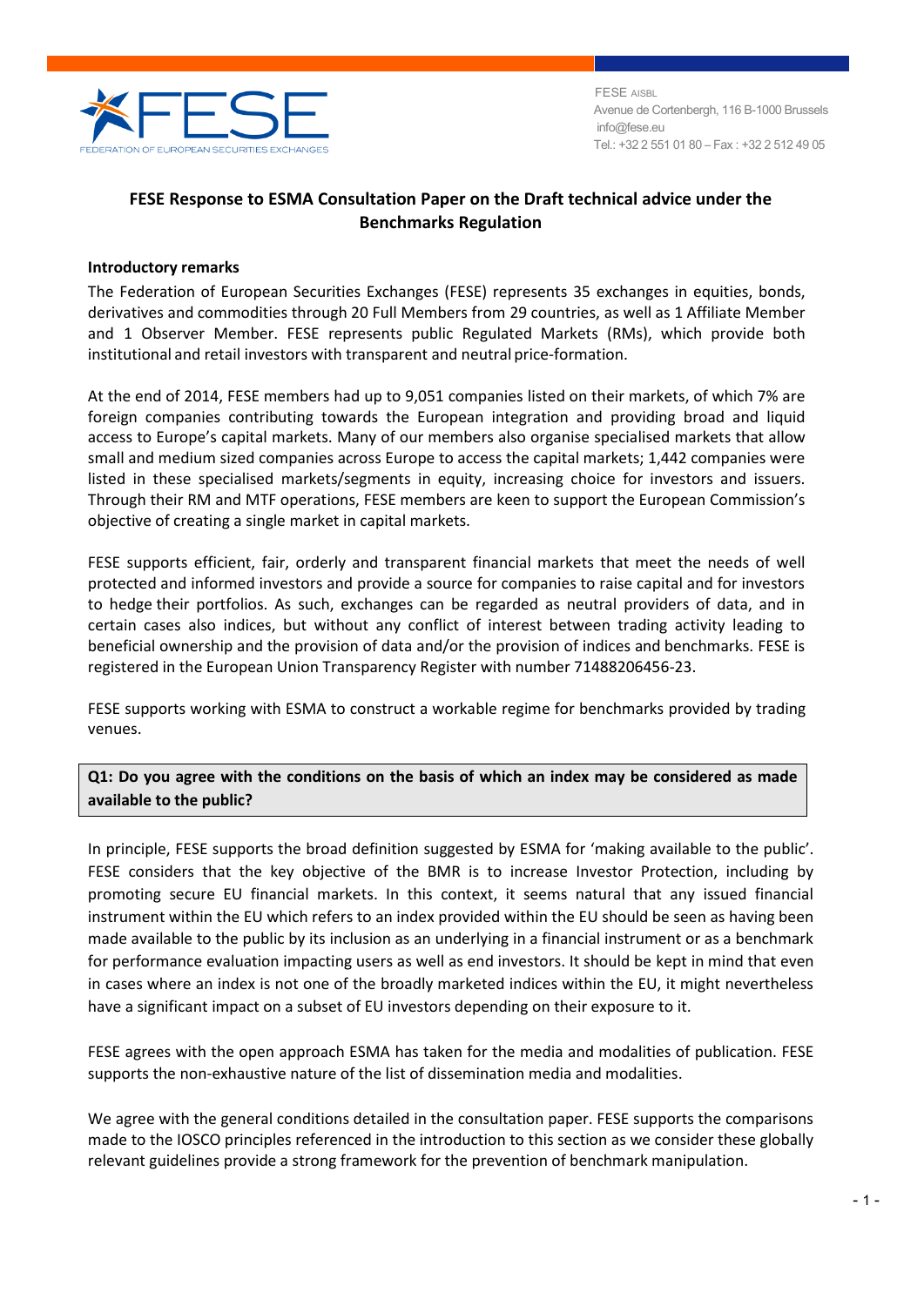FESE AISBL
Avenue de Cortenbergh, 116 B-1000 Brussels
info@fese.eu
Tel.: +32 2 551 01 80 – Fax : +32 2 512 49 05

# FESE Response to ESMA Consultation Paper on the Draft technical advice under the Benchmarks Regulation

**Introductory remarks**

The Federation of European Securities Exchanges (FESE) represents 35 exchanges in equities, bonds, derivatives and commodities through 20 Full Members from 29 countries, as well as 1 Affiliate Member and 1 Observer Member. FESE represents public Regulated Markets (RMs), which provide both institutional and retail investors with transparent and neutral price-formation.

At the end of 2014, FESE members had up to 9,051 companies listed on their markets, of which 7% are foreign companies contributing towards the European integration and providing broad and liquid access to Europe's capital markets. Many of our members also organise specialised markets that allow small and medium sized companies across Europe to access the capital markets; 1,442 companies were listed in these specialised markets/segments in equity, increasing choice for investors and issuers. Through their RM and MTF operations, FESE members are keen to support the European Commission's objective of creating a single market in capital markets.

FESE supports efficient, fair, orderly and transparent financial markets that meet the needs of well protected and informed investors and provide a source for companies to raise capital and for investors to hedge their portfolios. As such, exchanges can be regarded as neutral providers of data, and in certain cases also indices, but without any conflict of interest between trading activity leading to beneficial ownership and the provision of data and/or the provision of indices and benchmarks. FESE is registered in the European Union Transparency Register with number 71488206456-23.

FESE supports working with ESMA to construct a workable regime for benchmarks provided by trading venues.

**Q1: Do you agree with the conditions on the basis of which an index may be considered as made available to the public?**

In principle, FESE supports the broad definition suggested by ESMA for 'making available to the public'. FESE considers that the key objective of the BMR is to increase Investor Protection, including by promoting secure EU financial markets. In this context, it seems natural that any issued financial instrument within the EU which refers to an index provided within the EU should be seen as having been made available to the public by its inclusion as an underlying in a financial instrument or as a benchmark for performance evaluation impacting users as well as end investors. It should be kept in mind that even in cases where an index is not one of the broadly marketed indices within the EU, it might nevertheless have a significant impact on a subset of EU investors depending on their exposure to it.

FESE agrees with the open approach ESMA has taken for the media and modalities of publication. FESE supports the non-exhaustive nature of the list of dissemination media and modalities.

We agree with the general conditions detailed in the consultation paper. FESE supports the comparisons made to the IOSCO principles referenced in the introduction to this section as we consider these globally relevant guidelines provide a strong framework for the prevention of benchmark manipulation.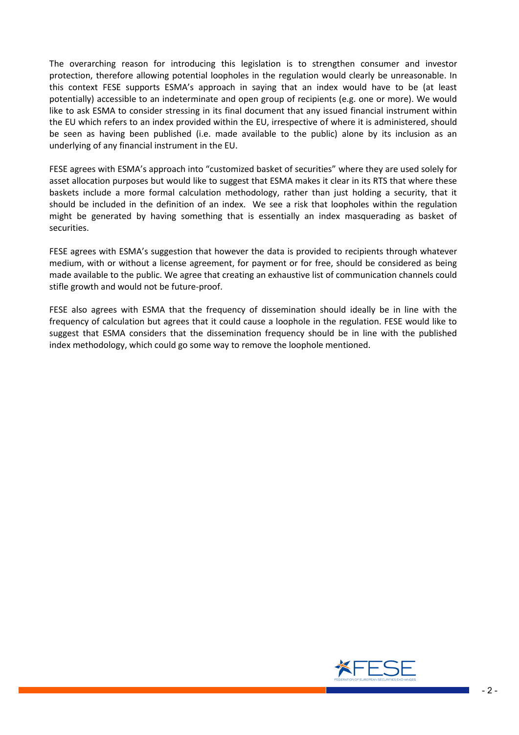The overarching reason for introducing this legislation is to strengthen consumer and investor protection, therefore allowing potential loopholes in the regulation would clearly be unreasonable. In this context FESE supports ESMA's approach in saying that an index would have to be (at least potentially) accessible to an indeterminate and open group of recipients (e.g. one or more). We would like to ask ESMA to consider stressing in its final document that any issued financial instrument within the EU which refers to an index provided within the EU, irrespective of where it is administered, should be seen as having been published (i.e. made available to the public) alone by its inclusion as an underlying of any financial instrument in the EU.

FESE agrees with ESMA's approach into "customized basket of securities" where they are used solely for asset allocation purposes but would like to suggest that ESMA makes it clear in its RTS that where these baskets include a more formal calculation methodology, rather than just holding a security, that it should be included in the definition of an index. We see a risk that loopholes within the regulation might be generated by having something that is essentially an index masquerading as basket of securities.

FESE agrees with ESMA's suggestion that however the data is provided to recipients through whatever medium, with or without a license agreement, for payment or for free, should be considered as being made available to the public. We agree that creating an exhaustive list of communication channels could stifle growth and would not be future-proof.

FESE also agrees with ESMA that the frequency of dissemination should ideally be in line with the frequency of calculation but agrees that it could cause a loophole in the regulation. FESE would like to suggest that ESMA considers that the dissemination frequency should be in line with the published index methodology, which could go some way to remove the loophole mentioned.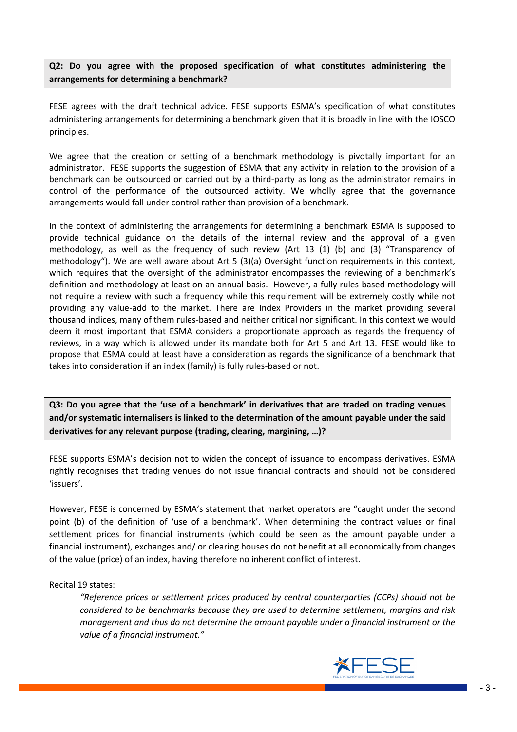**Q2: Do you agree with the proposed specification of what constitutes administering the arrangements for determining a benchmark?**

FESE agrees with the draft technical advice. FESE supports ESMA's specification of what constitutes administering arrangements for determining a benchmark given that it is broadly in line with the IOSCO principles.

We agree that the creation or setting of a benchmark methodology is pivotally important for an administrator. FESE supports the suggestion of ESMA that any activity in relation to the provision of a benchmark can be outsourced or carried out by a third-party as long as the administrator remains in control of the performance of the outsourced activity. We wholly agree that the governance arrangements would fall under control rather than provision of a benchmark.

In the context of administering the arrangements for determining a benchmark ESMA is supposed to provide technical guidance on the details of the internal review and the approval of a given methodology, as well as the frequency of such review (Art 13 (1) (b) and (3) "Transparency of methodology"). We are well aware about Art 5 (3)(a) Oversight function requirements in this context, which requires that the oversight of the administrator encompasses the reviewing of a benchmark's definition and methodology at least on an annual basis. However, a fully rules-based methodology will not require a review with such a frequency while this requirement will be extremely costly while not providing any value-add to the market. There are Index Providers in the market providing several thousand indices, many of them rules-based and neither critical nor significant. In this context we would deem it most important that ESMA considers a proportionate approach as regards the frequency of reviews, in a way which is allowed under its mandate both for Art 5 and Art 13. FESE would like to propose that ESMA could at least have a consideration as regards the significance of a benchmark that takes into consideration if an index (family) is fully rules-based or not.

**Q3: Do you agree that the 'use of a benchmark' in derivatives that are traded on trading venues and/or systematic internalisers is linked to the determination of the amount payable under the said derivatives for any relevant purpose (trading, clearing, margining, …)?**

FESE supports ESMA's decision not to widen the concept of issuance to encompass derivatives. ESMA rightly recognises that trading venues do not issue financial contracts and should not be considered 'issuers'.

However, FESE is concerned by ESMA's statement that market operators are "caught under the second point (b) of the definition of 'use of a benchmark'. When determining the contract values or final settlement prices for financial instruments (which could be seen as the amount payable under a financial instrument), exchanges and/ or clearing houses do not benefit at all economically from changes of the value (price) of an index, having therefore no inherent conflict of interest.

Recital 19 states:

> *"Reference prices or settlement prices produced by central counterparties (CCPs) should not be considered to be benchmarks because they are used to determine settlement, margins and risk management and thus do not determine the amount payable under a financial instrument or the value of a financial instrument."*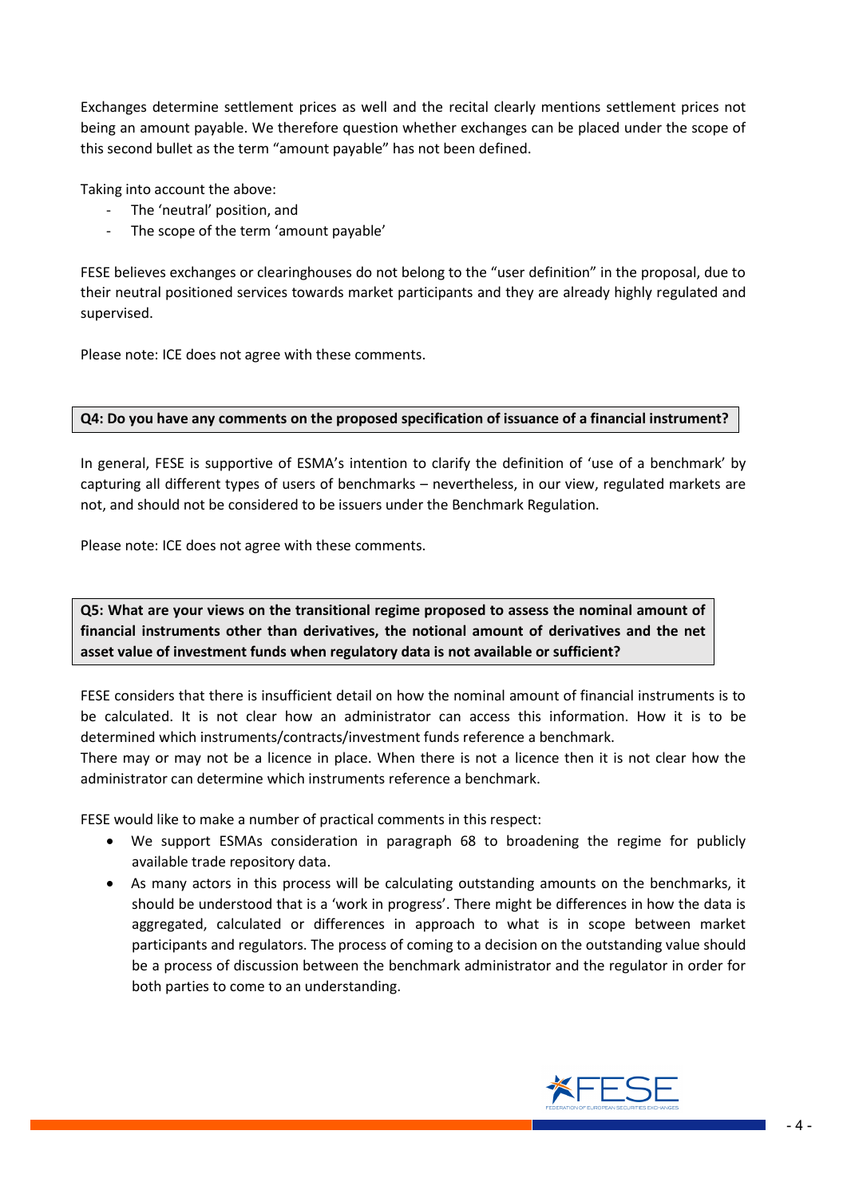Exchanges determine settlement prices as well and the recital clearly mentions settlement prices not being an amount payable. We therefore question whether exchanges can be placed under the scope of this second bullet as the term "amount payable" has not been defined.

Taking into account the above:

- The 'neutral' position, and
- The scope of the term 'amount payable'

FESE believes exchanges or clearinghouses do not belong to the "user definition" in the proposal, due to their neutral positioned services towards market participants and they are already highly regulated and supervised.

Please note: ICE does not agree with these comments.

**Q4: Do you have any comments on the proposed specification of issuance of a financial instrument?**

In general, FESE is supportive of ESMA's intention to clarify the definition of 'use of a benchmark' by capturing all different types of users of benchmarks – nevertheless, in our view, regulated markets are not, and should not be considered to be issuers under the Benchmark Regulation.

Please note: ICE does not agree with these comments.

**Q5: What are your views on the transitional regime proposed to assess the nominal amount of financial instruments other than derivatives, the notional amount of derivatives and the net asset value of investment funds when regulatory data is not available or sufficient?**

FESE considers that there is insufficient detail on how the nominal amount of financial instruments is to be calculated. It is not clear how an administrator can access this information. How it is to be determined which instruments/contracts/investment funds reference a benchmark.
There may or may not be a licence in place. When there is not a licence then it is not clear how the administrator can determine which instruments reference a benchmark.

FESE would like to make a number of practical comments in this respect:

- We support ESMAs consideration in paragraph 68 to broadening the regime for publicly available trade repository data.
- As many actors in this process will be calculating outstanding amounts on the benchmarks, it should be understood that is a 'work in progress'. There might be differences in how the data is aggregated, calculated or differences in approach to what is in scope between market participants and regulators. The process of coming to a decision on the outstanding value should be a process of discussion between the benchmark administrator and the regulator in order for both parties to come to an understanding.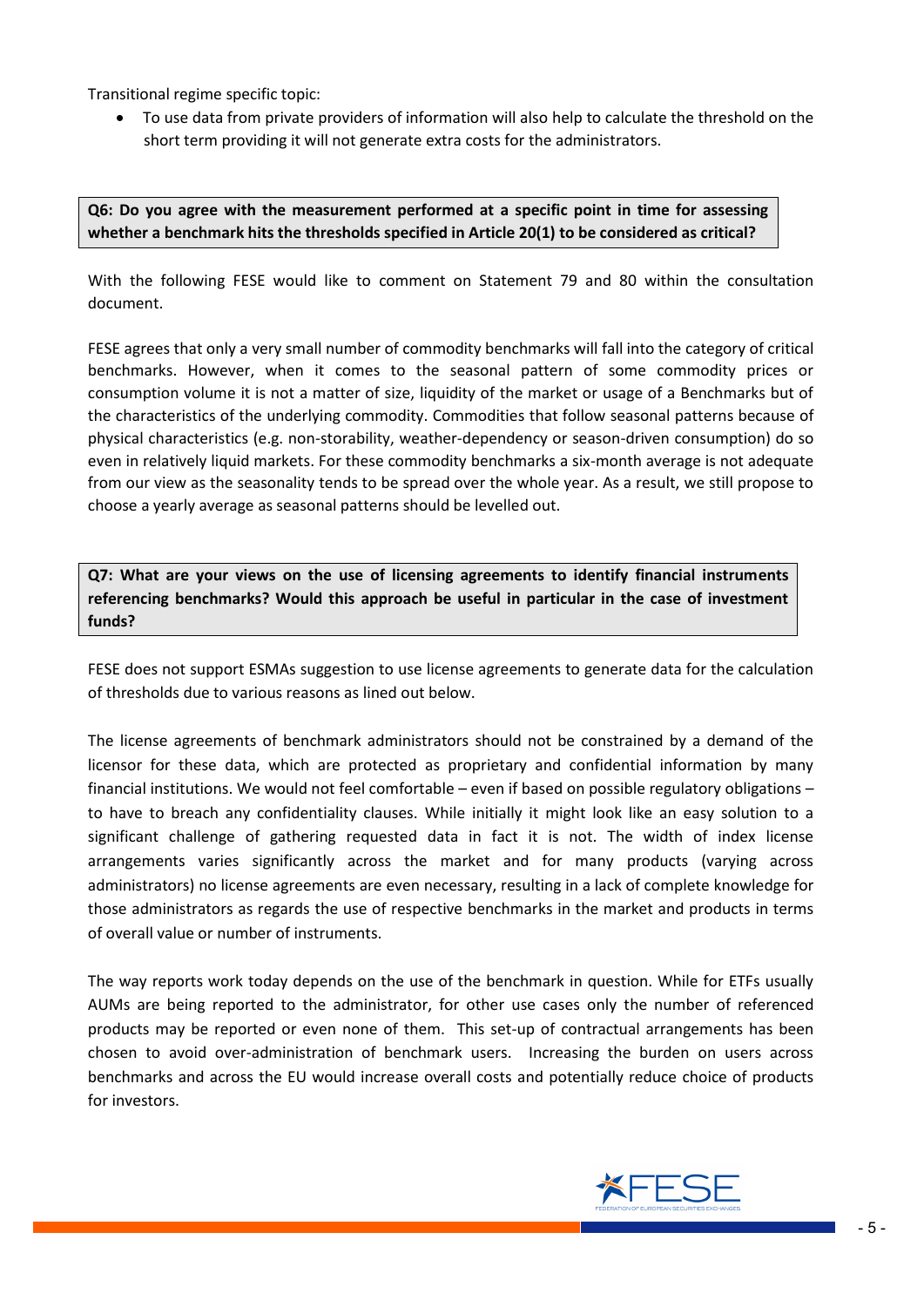Transitional regime specific topic:

- To use data from private providers of information will also help to calculate the threshold on the short term providing it will not generate extra costs for the administrators.

**Q6: Do you agree with the measurement performed at a specific point in time for assessing whether a benchmark hits the thresholds specified in Article 20(1) to be considered as critical?**

With the following FESE would like to comment on Statement 79 and 80 within the consultation document.

FESE agrees that only a very small number of commodity benchmarks will fall into the category of critical benchmarks. However, when it comes to the seasonal pattern of some commodity prices or consumption volume it is not a matter of size, liquidity of the market or usage of a Benchmarks but of the characteristics of the underlying commodity. Commodities that follow seasonal patterns because of physical characteristics (e.g. non-storability, weather-dependency or season-driven consumption) do so even in relatively liquid markets. For these commodity benchmarks a six-month average is not adequate from our view as the seasonality tends to be spread over the whole year. As a result, we still propose to choose a yearly average as seasonal patterns should be levelled out.

**Q7: What are your views on the use of licensing agreements to identify financial instruments referencing benchmarks? Would this approach be useful in particular in the case of investment funds?**

FESE does not support ESMAs suggestion to use license agreements to generate data for the calculation of thresholds due to various reasons as lined out below.

The license agreements of benchmark administrators should not be constrained by a demand of the licensor for these data, which are protected as proprietary and confidential information by many financial institutions. We would not feel comfortable – even if based on possible regulatory obligations – to have to breach any confidentiality clauses. While initially it might look like an easy solution to a significant challenge of gathering requested data in fact it is not. The width of index license arrangements varies significantly across the market and for many products (varying across administrators) no license agreements are even necessary, resulting in a lack of complete knowledge for those administrators as regards the use of respective benchmarks in the market and products in terms of overall value or number of instruments.

The way reports work today depends on the use of the benchmark in question. While for ETFs usually AUMs are being reported to the administrator, for other use cases only the number of referenced products may be reported or even none of them. This set-up of contractual arrangements has been chosen to avoid over-administration of benchmark users. Increasing the burden on users across benchmarks and across the EU would increase overall costs and potentially reduce choice of products for investors.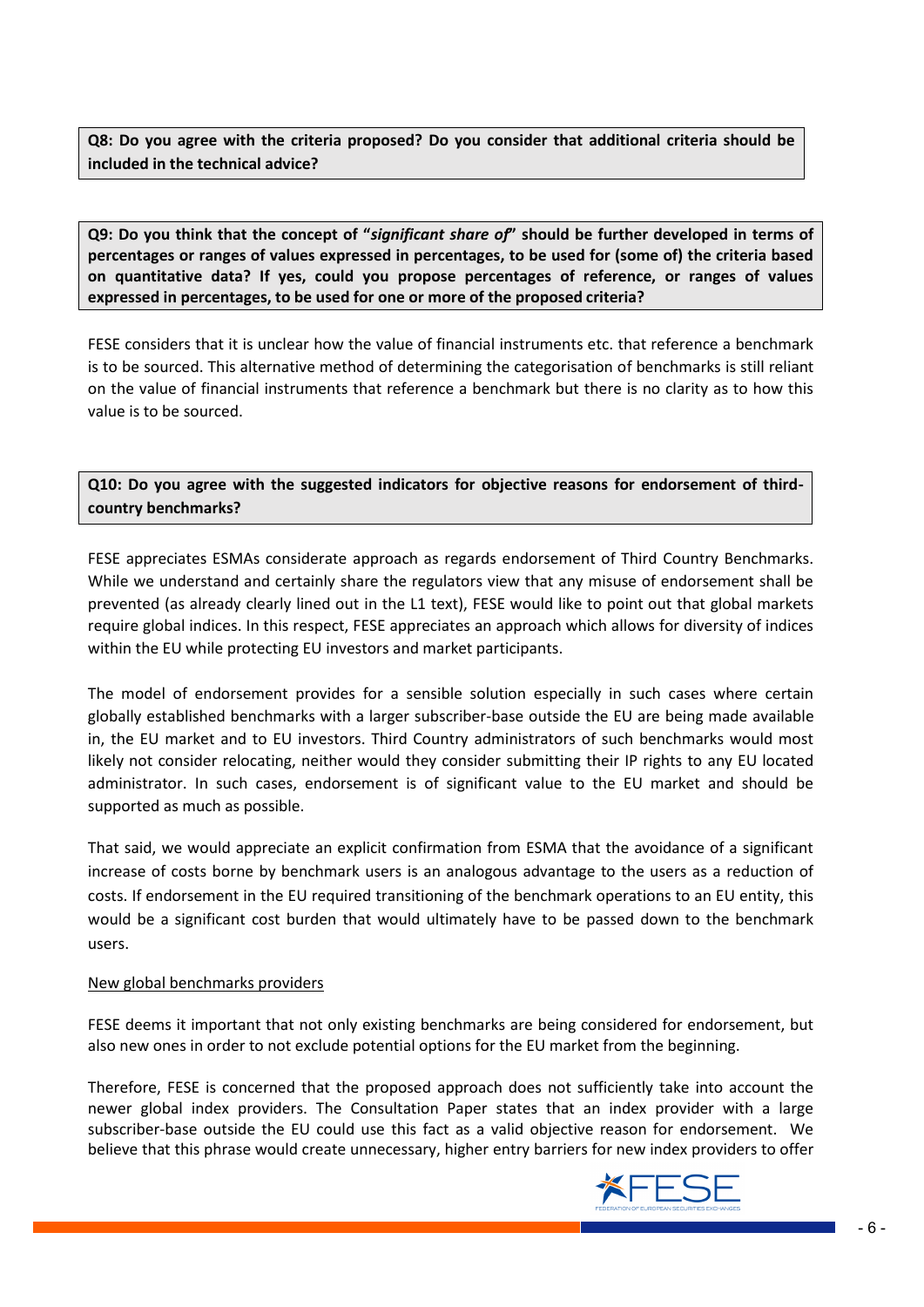**Q8: Do you agree with the criteria proposed? Do you consider that additional criteria should be included in the technical advice?**

**Q9: Do you think that the concept of "*significant share of*" should be further developed in terms of percentages or ranges of values expressed in percentages, to be used for (some of) the criteria based on quantitative data? If yes, could you propose percentages of reference, or ranges of values expressed in percentages, to be used for one or more of the proposed criteria?**

FESE considers that it is unclear how the value of financial instruments etc. that reference a benchmark is to be sourced. This alternative method of determining the categorisation of benchmarks is still reliant on the value of financial instruments that reference a benchmark but there is no clarity as to how this value is to be sourced.

**Q10: Do you agree with the suggested indicators for objective reasons for endorsement of third-country benchmarks?**

FESE appreciates ESMAs considerate approach as regards endorsement of Third Country Benchmarks. While we understand and certainly share the regulators view that any misuse of endorsement shall be prevented (as already clearly lined out in the L1 text), FESE would like to point out that global markets require global indices. In this respect, FESE appreciates an approach which allows for diversity of indices within the EU while protecting EU investors and market participants.

The model of endorsement provides for a sensible solution especially in such cases where certain globally established benchmarks with a larger subscriber-base outside the EU are being made available in, the EU market and to EU investors. Third Country administrators of such benchmarks would most likely not consider relocating, neither would they consider submitting their IP rights to any EU located administrator. In such cases, endorsement is of significant value to the EU market and should be supported as much as possible.

That said, we would appreciate an explicit confirmation from ESMA that the avoidance of a significant increase of costs borne by benchmark users is an analogous advantage to the users as a reduction of costs. If endorsement in the EU required transitioning of the benchmark operations to an EU entity, this would be a significant cost burden that would ultimately have to be passed down to the benchmark users.

<u>New global benchmarks providers</u>

FESE deems it important that not only existing benchmarks are being considered for endorsement, but also new ones in order to not exclude potential options for the EU market from the beginning.

Therefore, FESE is concerned that the proposed approach does not sufficiently take into account the newer global index providers. The Consultation Paper states that an index provider with a large subscriber-base outside the EU could use this fact as a valid objective reason for endorsement. We believe that this phrase would create unnecessary, higher entry barriers for new index providers to offer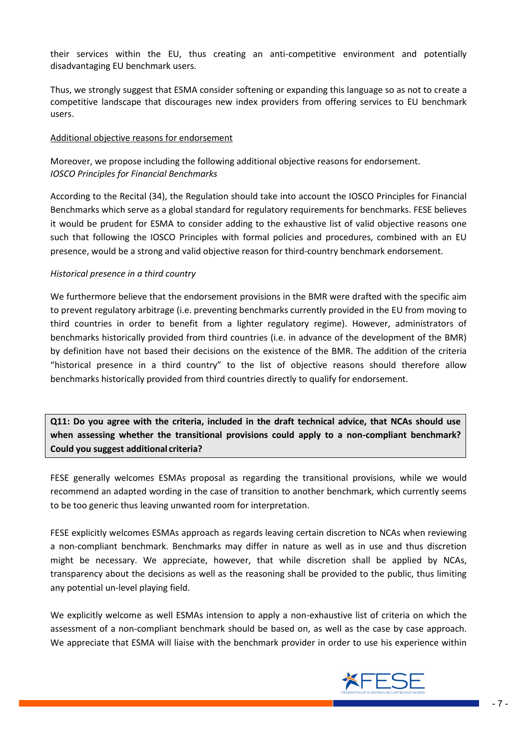their services within the EU, thus creating an anti-competitive environment and potentially disadvantaging EU benchmark users.

Thus, we strongly suggest that ESMA consider softening or expanding this language so as not to create a competitive landscape that discourages new index providers from offering services to EU benchmark users.

Additional objective reasons for endorsement

Moreover, we propose including the following additional objective reasons for endorsement.
*IOSCO Principles for Financial Benchmarks*

According to the Recital (34), the Regulation should take into account the IOSCO Principles for Financial Benchmarks which serve as a global standard for regulatory requirements for benchmarks. FESE believes it would be prudent for ESMA to consider adding to the exhaustive list of valid objective reasons one such that following the IOSCO Principles with formal policies and procedures, combined with an EU presence, would be a strong and valid objective reason for third-country benchmark endorsement.

*Historical presence in a third country*

We furthermore believe that the endorsement provisions in the BMR were drafted with the specific aim to prevent regulatory arbitrage (i.e. preventing benchmarks currently provided in the EU from moving to third countries in order to benefit from a lighter regulatory regime). However, administrators of benchmarks historically provided from third countries (i.e. in advance of the development of the BMR) by definition have not based their decisions on the existence of the BMR. The addition of the criteria "historical presence in a third country" to the list of objective reasons should therefore allow benchmarks historically provided from third countries directly to qualify for endorsement.

**Q11: Do you agree with the criteria, included in the draft technical advice, that NCAs should use when assessing whether the transitional provisions could apply to a non-compliant benchmark? Could you suggest additional criteria?**

FESE generally welcomes ESMAs proposal as regarding the transitional provisions, while we would recommend an adapted wording in the case of transition to another benchmark, which currently seems to be too generic thus leaving unwanted room for interpretation.

FESE explicitly welcomes ESMAs approach as regards leaving certain discretion to NCAs when reviewing a non-compliant benchmark. Benchmarks may differ in nature as well as in use and thus discretion might be necessary. We appreciate, however, that while discretion shall be applied by NCAs, transparency about the decisions as well as the reasoning shall be provided to the public, thus limiting any potential un-level playing field.

We explicitly welcome as well ESMAs intension to apply a non-exhaustive list of criteria on which the assessment of a non-compliant benchmark should be based on, as well as the case by case approach. We appreciate that ESMA will liaise with the benchmark provider in order to use his experience within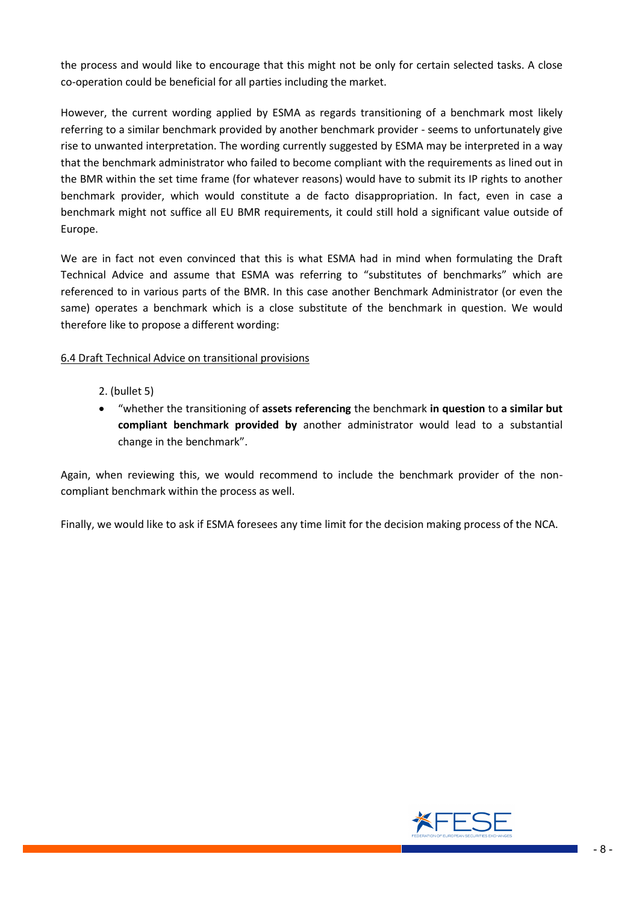the process and would like to encourage that this might not be only for certain selected tasks. A close co-operation could be beneficial for all parties including the market.

However, the current wording applied by ESMA as regards transitioning of a benchmark most likely referring to a similar benchmark provided by another benchmark provider - seems to unfortunately give rise to unwanted interpretation. The wording currently suggested by ESMA may be interpreted in a way that the benchmark administrator who failed to become compliant with the requirements as lined out in the BMR within the set time frame (for whatever reasons) would have to submit its IP rights to another benchmark provider, which would constitute a de facto disappropriation. In fact, even in case a benchmark might not suffice all EU BMR requirements, it could still hold a significant value outside of Europe.

We are in fact not even convinced that this is what ESMA had in mind when formulating the Draft Technical Advice and assume that ESMA was referring to "substitutes of benchmarks" which are referenced to in various parts of the BMR. In this case another Benchmark Administrator (or even the same) operates a benchmark which is a close substitute of the benchmark in question. We would therefore like to propose a different wording:

6.4 Draft Technical Advice on transitional provisions

2. (bullet 5)

- "whether the transitioning of **assets referencing** the benchmark **in question** to **a similar but compliant benchmark provided by** another administrator would lead to a substantial change in the benchmark".

Again, when reviewing this, we would recommend to include the benchmark provider of the non-compliant benchmark within the process as well.

Finally, we would like to ask if ESMA foresees any time limit for the decision making process of the NCA.